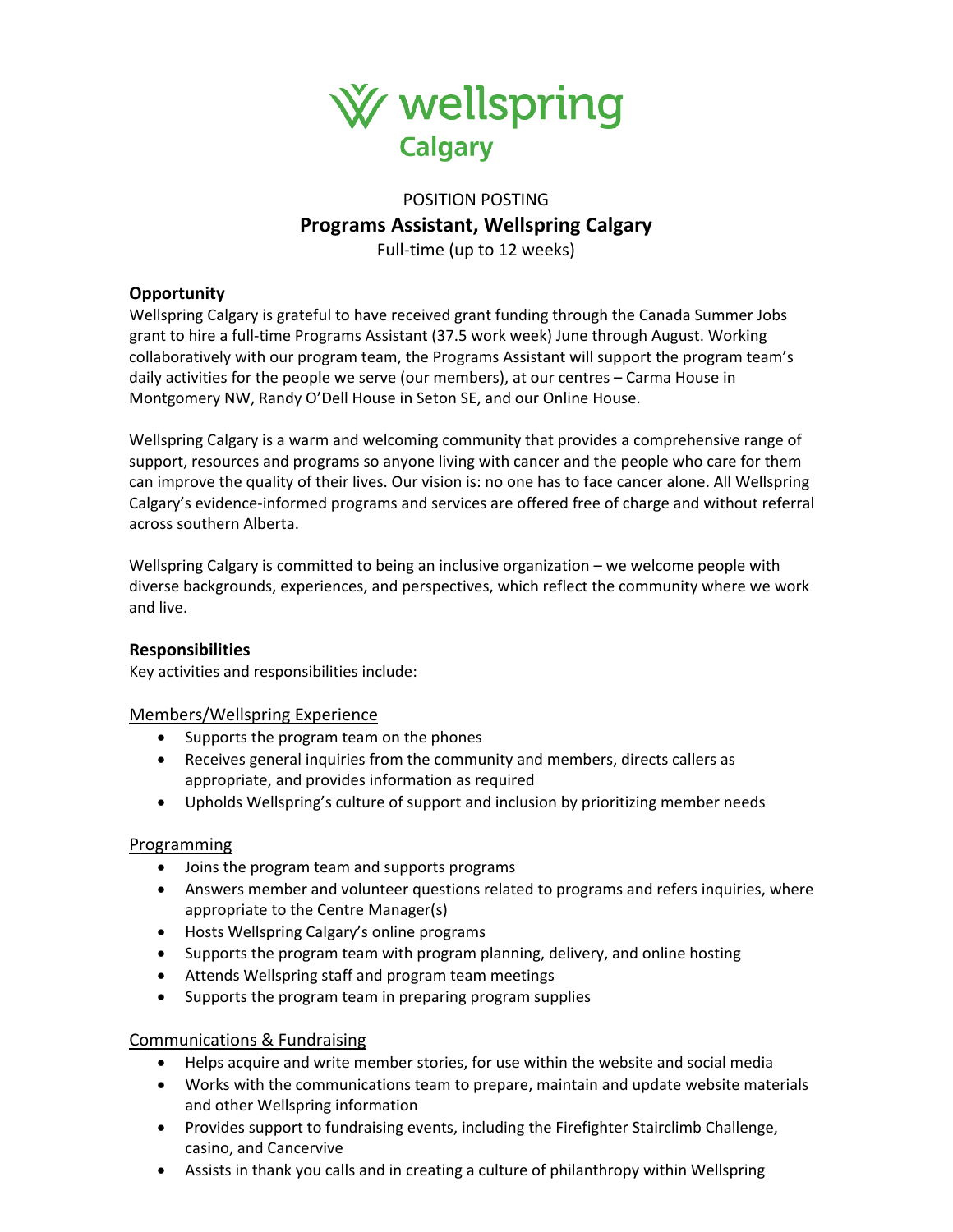wellspring
Calgary

POSITION POSTING

# Programs Assistant, Wellspring Calgary

Full-time (up to 12 weeks)

## Opportunity

Wellspring Calgary is grateful to have received grant funding through the Canada Summer Jobs grant to hire a full-time Programs Assistant (37.5 work week) June through August. Working collaboratively with our program team, the Programs Assistant will support the program team's daily activities for the people we serve (our members), at our centres – Carma House in Montgomery NW, Randy O'Dell House in Seton SE, and our Online House.

Wellspring Calgary is a warm and welcoming community that provides a comprehensive range of support, resources and programs so anyone living with cancer and the people who care for them can improve the quality of their lives. Our vision is: no one has to face cancer alone. All Wellspring Calgary's evidence-informed programs and services are offered free of charge and without referral across southern Alberta.

Wellspring Calgary is committed to being an inclusive organization – we welcome people with diverse backgrounds, experiences, and perspectives, which reflect the community where we work and live.

## Responsibilities

Key activities and responsibilities include:

### Members/Wellspring Experience

- Supports the program team on the phones
- Receives general inquiries from the community and members, directs callers as appropriate, and provides information as required
- Upholds Wellspring's culture of support and inclusion by prioritizing member needs

### Programming

- Joins the program team and supports programs
- Answers member and volunteer questions related to programs and refers inquiries, where appropriate to the Centre Manager(s)
- Hosts Wellspring Calgary's online programs
- Supports the program team with program planning, delivery, and online hosting
- Attends Wellspring staff and program team meetings
- Supports the program team in preparing program supplies

### Communications & Fundraising

- Helps acquire and write member stories, for use within the website and social media
- Works with the communications team to prepare, maintain and update website materials and other Wellspring information
- Provides support to fundraising events, including the Firefighter Stairclimb Challenge, casino, and Cancervive
- Assists in thank you calls and in creating a culture of philanthropy within Wellspring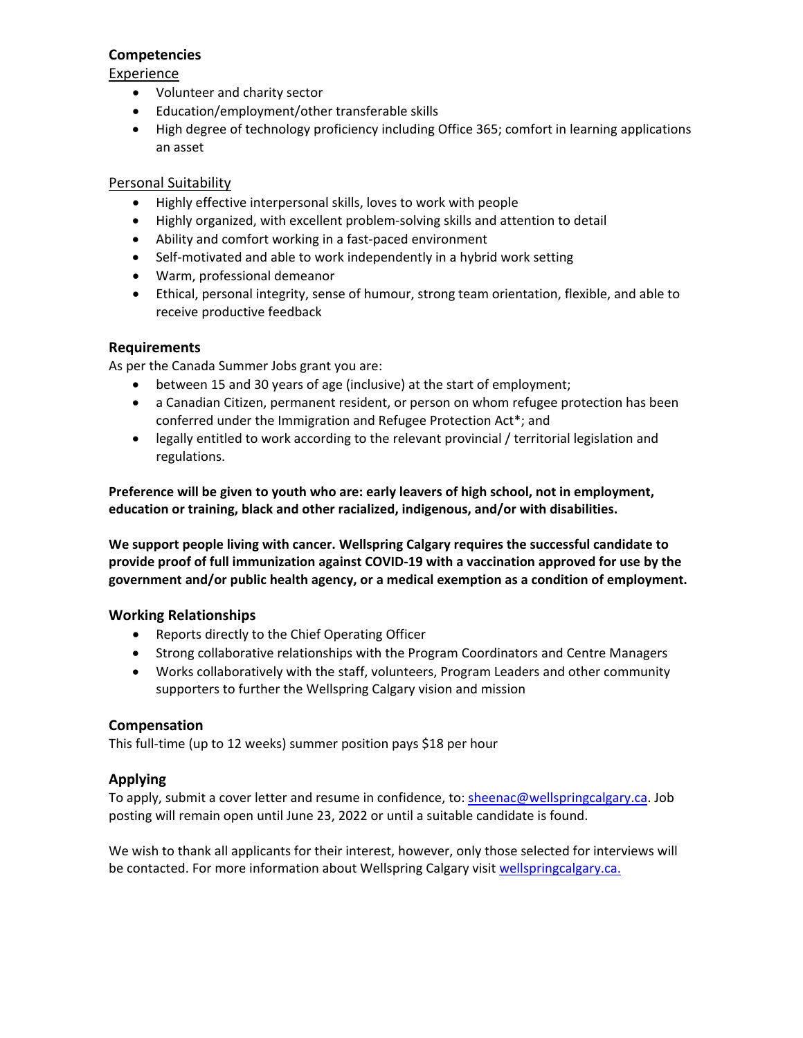## Competencies

Experience

- Volunteer and charity sector
- Education/employment/other transferable skills
- High degree of technology proficiency including Office 365; comfort in learning applications an asset

Personal Suitability

- Highly effective interpersonal skills, loves to work with people
- Highly organized, with excellent problem-solving skills and attention to detail
- Ability and comfort working in a fast-paced environment
- Self-motivated and able to work independently in a hybrid work setting
- Warm, professional demeanor
- Ethical, personal integrity, sense of humour, strong team orientation, flexible, and able to receive productive feedback

## Requirements

As per the Canada Summer Jobs grant you are:

- between 15 and 30 years of age (inclusive) at the start of employment;
- a Canadian Citizen, permanent resident, or person on whom refugee protection has been conferred under the Immigration and Refugee Protection Act*; and
- legally entitled to work according to the relevant provincial / territorial legislation and regulations.

**Preference will be given to youth who are: early leavers of high school, not in employment, education or training, black and other racialized, indigenous, and/or with disabilities.**

**We support people living with cancer. Wellspring Calgary requires the successful candidate to provide proof of full immunization against COVID-19 with a vaccination approved for use by the government and/or public health agency, or a medical exemption as a condition of employment.**

## Working Relationships

- Reports directly to the Chief Operating Officer
- Strong collaborative relationships with the Program Coordinators and Centre Managers
- Works collaboratively with the staff, volunteers, Program Leaders and other community supporters to further the Wellspring Calgary vision and mission

## Compensation

This full-time (up to 12 weeks) summer position pays $18 per hour

## Applying

To apply, submit a cover letter and resume in confidence, to: sheenac@wellspringcalgary.ca. Job posting will remain open until June 23, 2022 or until a suitable candidate is found.

We wish to thank all applicants for their interest, however, only those selected for interviews will be contacted. For more information about Wellspring Calgary visit wellspringcalgary.ca.